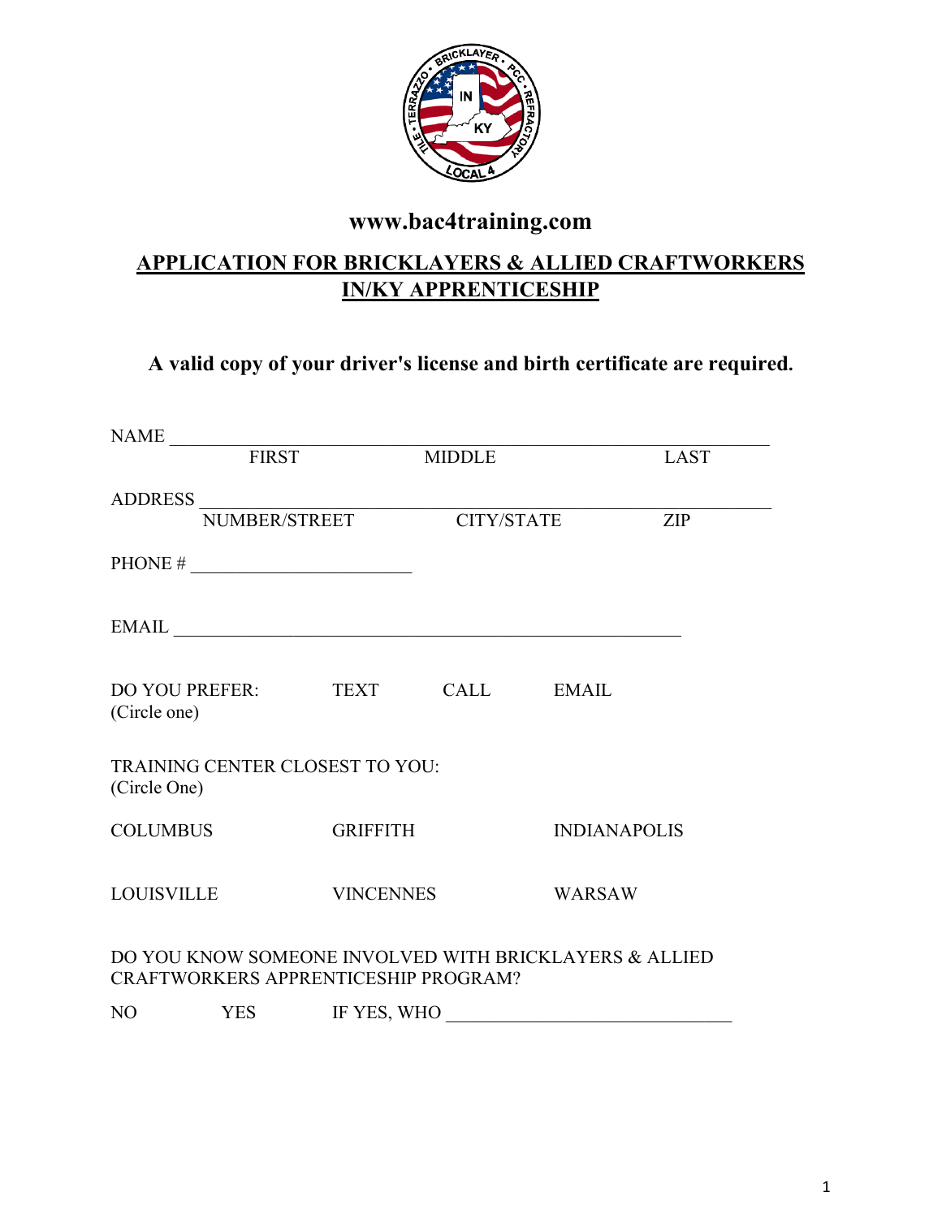www.bac4training.com

## APPLICATION FOR BRICKLAYERS & ALLIED CRAFTWORKERS IN/KY APPRENTICESHIP

**A valid copy of your driver's license and birth certificate are required.**

NAME ________________________________________________________________
FIRST MIDDLE LAST

ADDRESS ______________________________________________________________
NUMBER/STREET CITY/STATE ZIP

PHONE # ______________________

EMAIL ___________________________________________________

DO YOU PREFER: TEXT CALL EMAIL
(Circle one)

TRAINING CENTER CLOSEST TO YOU:
(Circle One)

COLUMBUS GRIFFITH INDIANAPOLIS

LOUISVILLE VINCENNES WARSAW

DO YOU KNOW SOMEONE INVOLVED WITH BRICKLAYERS & ALLIED CRAFTWORKERS APPRENTICESHIP PROGRAM?

NO YES IF YES, WHO ____________________________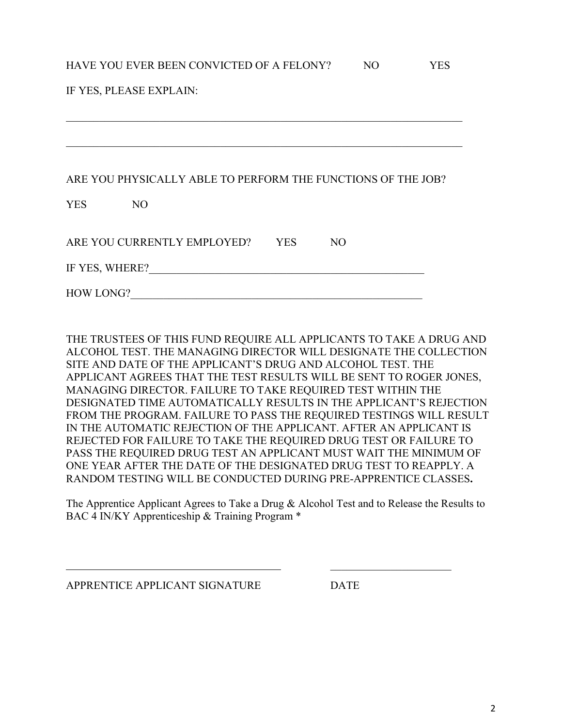HAVE YOU EVER BEEN CONVICTED OF A FELONY? NO YES

IF YES, PLEASE EXPLAIN:

\_\_\_\_\_\_\_\_\_\_\_\_\_\_\_\_\_\_\_\_\_\_\_\_\_\_\_\_\_\_\_\_\_\_\_\_\_\_\_\_\_\_\_\_\_\_\_\_\_\_\_\_\_\_\_\_\_\_\_\_\_\_\_\_\_\_\_\_\_\_\_\_

\_\_\_\_\_\_\_\_\_\_\_\_\_\_\_\_\_\_\_\_\_\_\_\_\_\_\_\_\_\_\_\_\_\_\_\_\_\_\_\_\_\_\_\_\_\_\_\_\_\_\_\_\_\_\_\_\_\_\_\_\_\_\_\_\_\_\_\_\_\_\_\_

ARE YOU PHYSICALLY ABLE TO PERFORM THE FUNCTIONS OF THE JOB?

YES NO

ARE YOU CURRENTLY EMPLOYED? YES NO

IF YES, WHERE?\_\_\_\_\_\_\_\_\_\_\_\_\_\_\_\_\_\_\_\_\_\_\_\_\_\_\_\_\_\_\_\_\_\_\_\_\_\_\_\_\_\_\_\_\_\_\_\_\_\_\_

HOW LONG?\_\_\_\_\_\_\_\_\_\_\_\_\_\_\_\_\_\_\_\_\_\_\_\_\_\_\_\_\_\_\_\_\_\_\_\_\_\_\_\_\_\_\_\_\_\_\_\_\_\_\_\_\_\_

THE TRUSTEES OF THIS FUND REQUIRE ALL APPLICANTS TO TAKE A DRUG AND ALCOHOL TEST. THE MANAGING DIRECTOR WILL DESIGNATE THE COLLECTION SITE AND DATE OF THE APPLICANT'S DRUG AND ALCOHOL TEST. THE APPLICANT AGREES THAT THE TEST RESULTS WILL BE SENT TO ROGER JONES, MANAGING DIRECTOR. FAILURE TO TAKE REQUIRED TEST WITHIN THE DESIGNATED TIME AUTOMATICALLY RESULTS IN THE APPLICANT'S REJECTION FROM THE PROGRAM. FAILURE TO PASS THE REQUIRED TESTINGS WILL RESULT IN THE AUTOMATIC REJECTION OF THE APPLICANT. AFTER AN APPLICANT IS REJECTED FOR FAILURE TO TAKE THE REQUIRED DRUG TEST OR FAILURE TO PASS THE REQUIRED DRUG TEST AN APPLICANT MUST WAIT THE MINIMUM OF ONE YEAR AFTER THE DATE OF THE DESIGNATED DRUG TEST TO REAPPLY. A RANDOM TESTING WILL BE CONDUCTED DURING PRE-APPRENTICE CLASSES**.**

The Apprentice Applicant Agrees to Take a Drug & Alcohol Test and to Release the Results to BAC 4 IN/KY Apprenticeship & Training Program *

\_\_\_\_\_\_\_\_\_\_\_\_\_\_\_\_\_\_\_\_\_\_\_\_\_\_\_\_\_\_\_\_\_\_\_\_\_\_\_\_ \_\_\_\_\_\_\_\_\_\_\_\_\_\_\_\_\_\_\_\_\_\_

APPRENTICE APPLICANT SIGNATURE DATE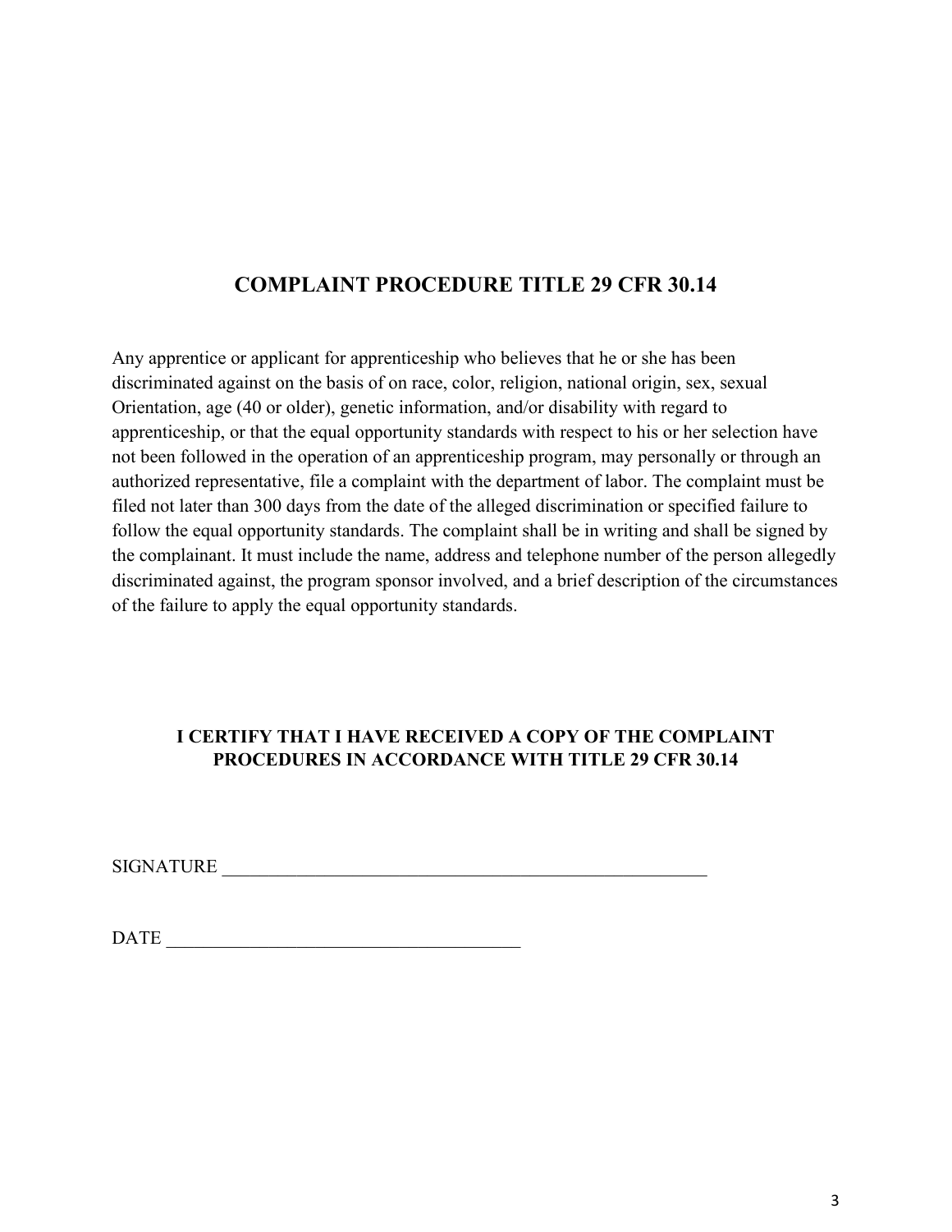## COMPLAINT PROCEDURE TITLE 29 CFR 30.14

Any apprentice or applicant for apprenticeship who believes that he or she has been discriminated against on the basis of on race, color, religion, national origin, sex, sexual Orientation, age (40 or older), genetic information, and/or disability with regard to apprenticeship, or that the equal opportunity standards with respect to his or her selection have not been followed in the operation of an apprenticeship program, may personally or through an authorized representative, file a complaint with the department of labor. The complaint must be filed not later than 300 days from the date of the alleged discrimination or specified failure to follow the equal opportunity standards. The complaint shall be in writing and shall be signed by the complainant. It must include the name, address and telephone number of the person allegedly discriminated against, the program sponsor involved, and a brief description of the circumstances of the failure to apply the equal opportunity standards.

**I CERTIFY THAT I HAVE RECEIVED A COPY OF THE COMPLAINT PROCEDURES IN ACCORDANCE WITH TITLE 29 CFR 30.14**

SIGNATURE _______________________________________________________

DATE ______________________________________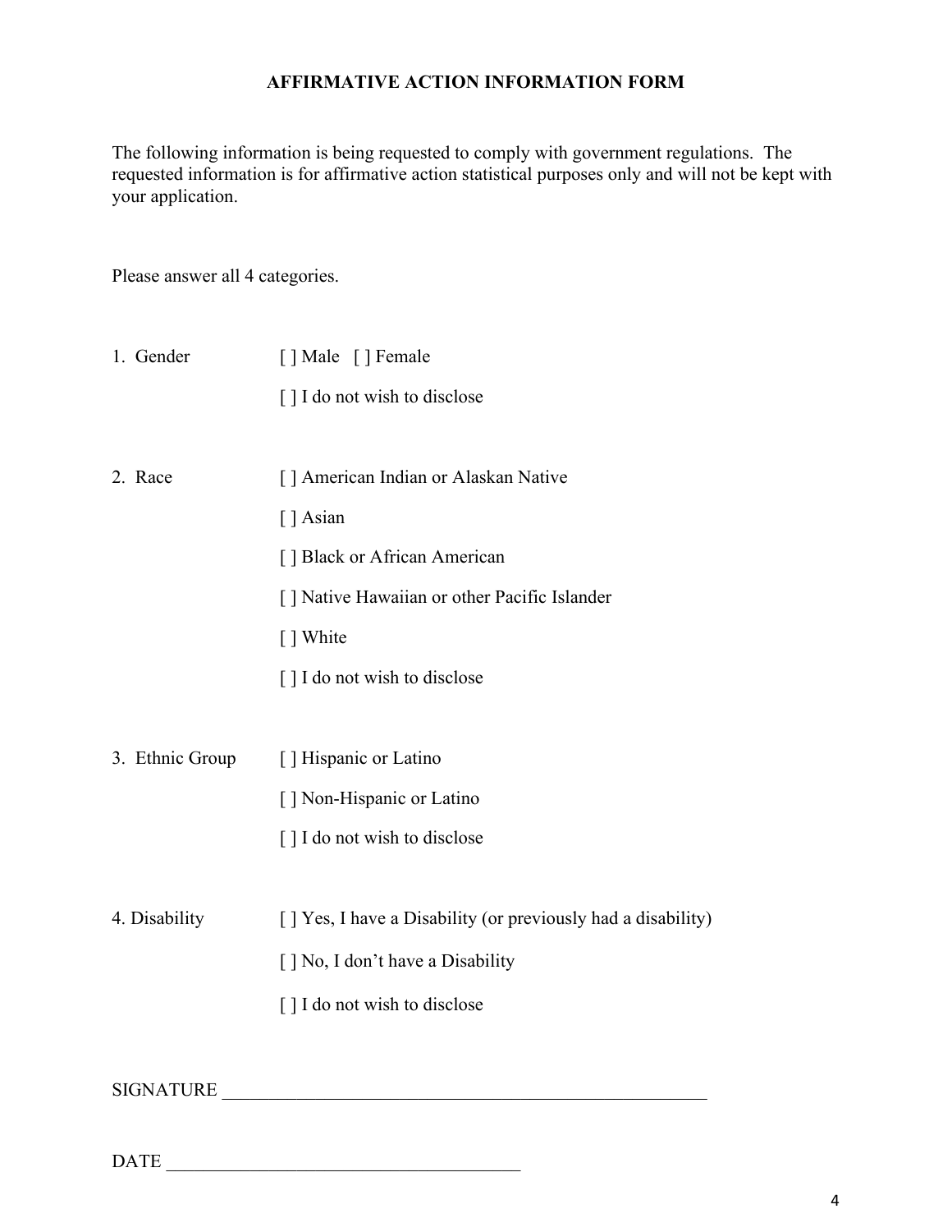# AFFIRMATIVE ACTION INFORMATION FORM

The following information is being requested to comply with government regulations. The requested information is for affirmative action statistical purposes only and will not be kept with your application.

Please answer all 4 categories.

1. Gender
   - [ ] Male [ ] Female
   - [ ] I do not wish to disclose

2. Race
   - [ ] American Indian or Alaskan Native
   - [ ] Asian
   - [ ] Black or African American
   - [ ] Native Hawaiian or other Pacific Islander
   - [ ] White
   - [ ] I do not wish to disclose

3. Ethnic Group
   - [ ] Hispanic or Latino
   - [ ] Non-Hispanic or Latino
   - [ ] I do not wish to disclose

4. Disability
   - [ ] Yes, I have a Disability (or previously had a disability)
   - [ ] No, I don't have a Disability
   - [ ] I do not wish to disclose

SIGNATURE \_\_\_\_\_\_\_\_\_\_\_\_\_\_\_\_\_\_\_\_\_\_\_\_\_\_\_\_\_\_\_\_\_\_\_\_\_\_\_\_\_\_\_\_\_\_\_\_\_\_\_\_

DATE \_\_\_\_\_\_\_\_\_\_\_\_\_\_\_\_\_\_\_\_\_\_\_\_\_\_\_\_\_\_\_\_\_\_\_\_\_\_